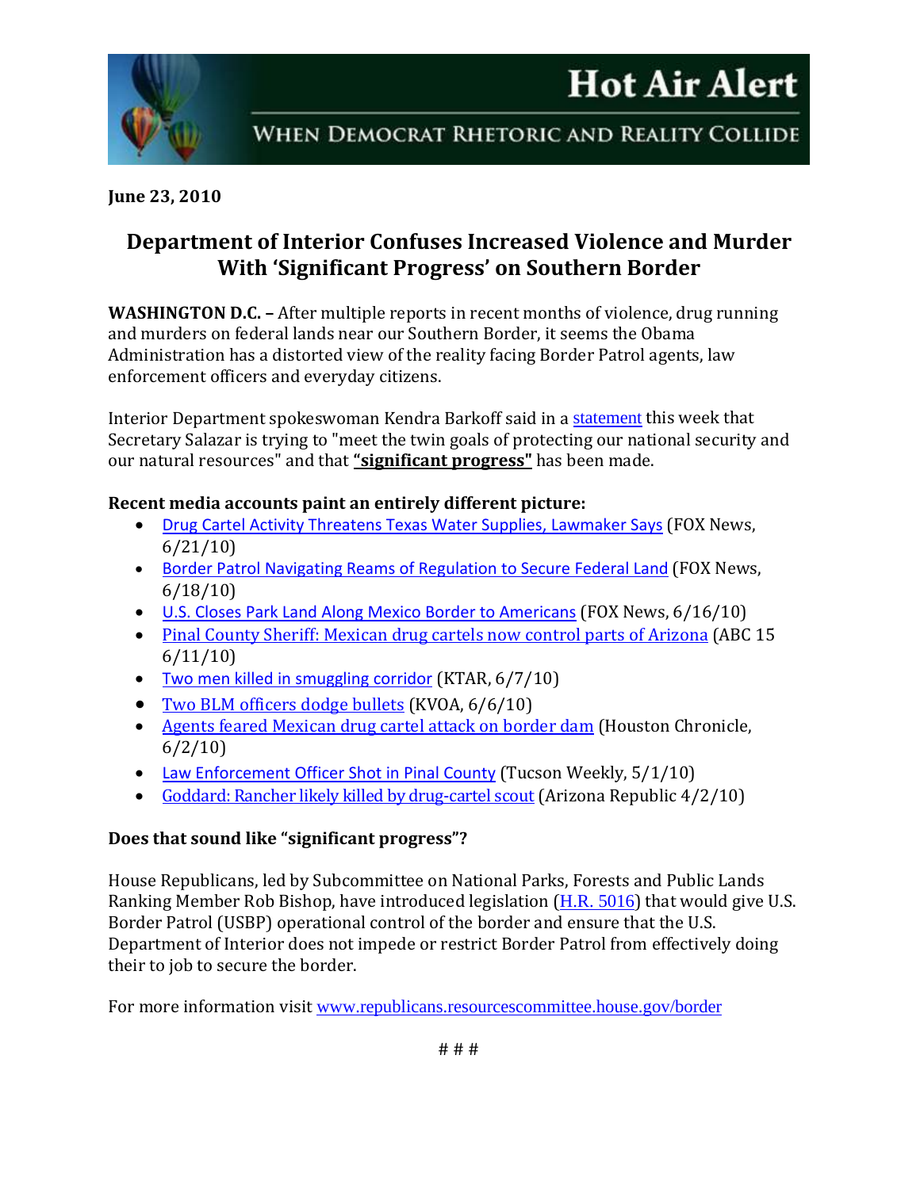# Hot Air Alert

WHEN DEMOCRAT RHETORIC AND REALITY COLLIDE

**June 23, 2010**

## Department of Interior Confuses Increased Violence and Murder With 'Significant Progress' on Southern Border

**WASHINGTON D.C. –** After multiple reports in recent months of violence, drug running and murders on federal lands near our Southern Border, it seems the Obama Administration has a distorted view of the reality facing Border Patrol agents, law enforcement officers and everyday citizens.

Interior Department spokeswoman Kendra Barkoff said in a statement this week that Secretary Salazar is trying to "meet the twin goals of protecting our national security and our natural resources" and that **"significant progress"** has been made.

**Recent media accounts paint an entirely different picture:**

- Drug Cartel Activity Threatens Texas Water Supplies, Lawmaker Says (FOX News, 6/21/10)
- Border Patrol Navigating Reams of Regulation to Secure Federal Land (FOX News, 6/18/10)
- U.S. Closes Park Land Along Mexico Border to Americans (FOX News, 6/16/10)
- Pinal County Sheriff: Mexican drug cartels now control parts of Arizona (ABC 15 6/11/10)
- Two men killed in smuggling corridor (KTAR, 6/7/10)
- Two BLM officers dodge bullets (KVOA, 6/6/10)
- Agents feared Mexican drug cartel attack on border dam (Houston Chronicle, 6/2/10)
- Law Enforcement Officer Shot in Pinal County (Tucson Weekly, 5/1/10)
- Goddard: Rancher likely killed by drug-cartel scout (Arizona Republic 4/2/10)

**Does that sound like "significant progress"?**

House Republicans, led by Subcommittee on National Parks, Forests and Public Lands Ranking Member Rob Bishop, have introduced legislation (H.R. 5016) that would give U.S. Border Patrol (USBP) operational control of the border and ensure that the U.S. Department of Interior does not impede or restrict Border Patrol from effectively doing their to job to secure the border.

For more information visit www.republicans.resourcescommittee.house.gov/border

# # #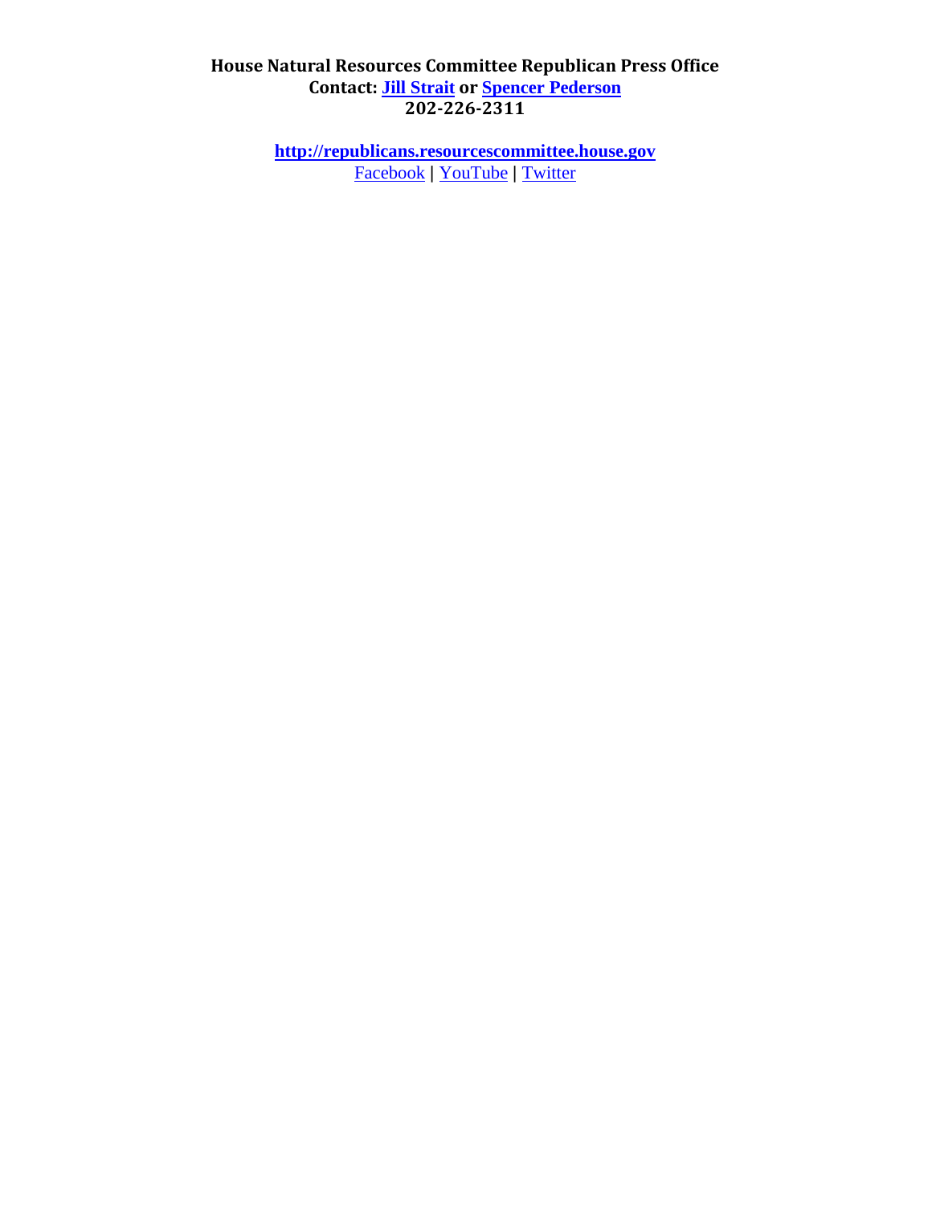**House Natural Resources Committee Republican Press Office**
**Contact: Jill Strait or Spencer Pederson**
**202-226-2311**

**http://republicans.resourcescommittee.house.gov**
Facebook | YouTube | Twitter